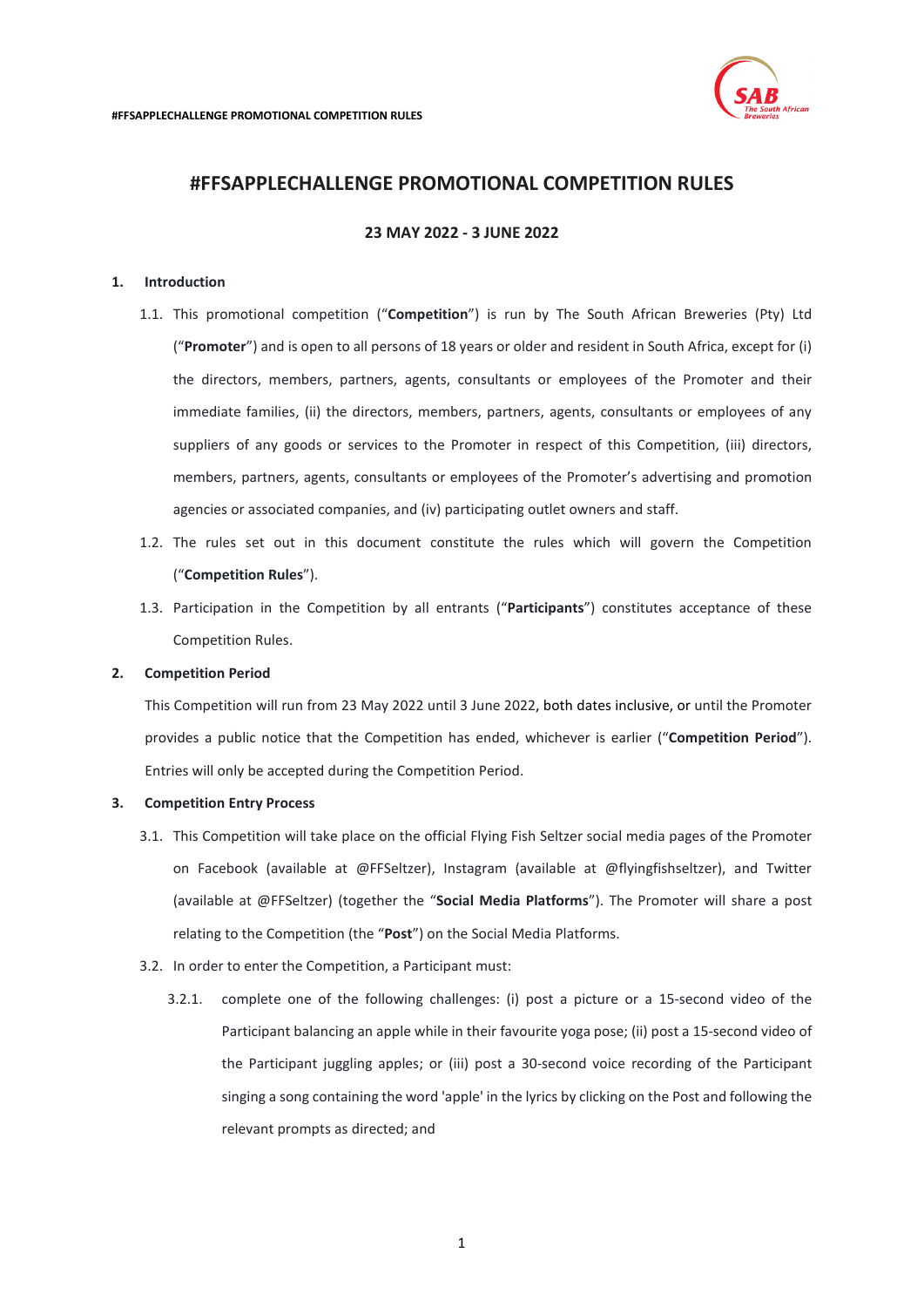# #FFSAPPLECHALLENGE PROMOTIONAL COMPETITION RULES

**23 MAY 2022 - 3 JUNE 2022**

**1. Introduction**

1.1. This promotional competition ("**Competition**") is run by The South African Breweries (Pty) Ltd ("**Promoter**") and is open to all persons of 18 years or older and resident in South Africa, except for (i) the directors, members, partners, agents, consultants or employees of the Promoter and their immediate families, (ii) the directors, members, partners, agents, consultants or employees of any suppliers of any goods or services to the Promoter in respect of this Competition, (iii) directors, members, partners, agents, consultants or employees of the Promoter's advertising and promotion agencies or associated companies, and (iv) participating outlet owners and staff.

1.2. The rules set out in this document constitute the rules which will govern the Competition ("**Competition Rules**").

1.3. Participation in the Competition by all entrants ("**Participants**") constitutes acceptance of these Competition Rules.

**2. Competition Period**

This Competition will run from 23 May 2022 until 3 June 2022, both dates inclusive, or until the Promoter provides a public notice that the Competition has ended, whichever is earlier ("**Competition Period**"). Entries will only be accepted during the Competition Period.

**3. Competition Entry Process**

3.1. This Competition will take place on the official Flying Fish Seltzer social media pages of the Promoter on Facebook (available at @FFSeltzer), Instagram (available at @flyingfishseltzer), and Twitter (available at @FFSeltzer) (together the "**Social Media Platforms**"). The Promoter will share a post relating to the Competition (the "**Post**") on the Social Media Platforms.

3.2. In order to enter the Competition, a Participant must:

3.2.1. complete one of the following challenges: (i) post a picture or a 15-second video of the Participant balancing an apple while in their favourite yoga pose; (ii) post a 15-second video of the Participant juggling apples; or (iii) post a 30-second voice recording of the Participant singing a song containing the word 'apple' in the lyrics by clicking on the Post and following the relevant prompts as directed; and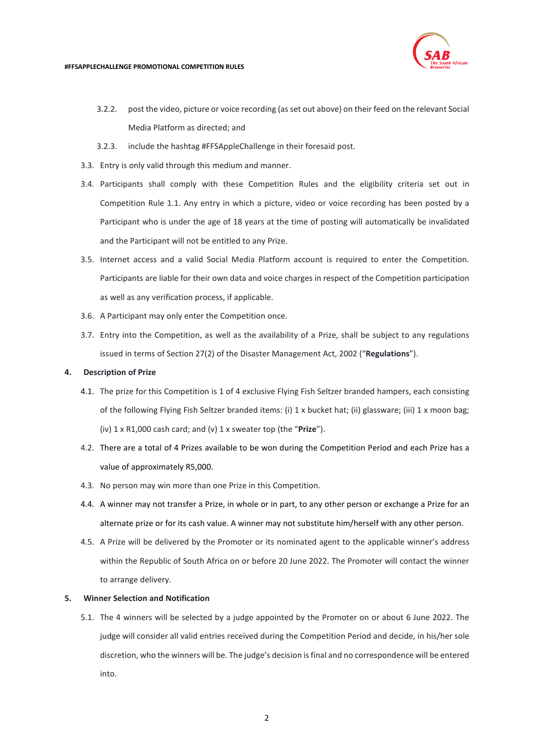3.2.2. post the video, picture or voice recording (as set out above) on their feed on the relevant Social Media Platform as directed; and

3.2.3. include the hashtag #FFSAppleChallenge in their foresaid post.

3.3. Entry is only valid through this medium and manner.

3.4. Participants shall comply with these Competition Rules and the eligibility criteria set out in Competition Rule 1.1. Any entry in which a picture, video or voice recording has been posted by a Participant who is under the age of 18 years at the time of posting will automatically be invalidated and the Participant will not be entitled to any Prize.

3.5. Internet access and a valid Social Media Platform account is required to enter the Competition. Participants are liable for their own data and voice charges in respect of the Competition participation as well as any verification process, if applicable.

3.6. A Participant may only enter the Competition once.

3.7. Entry into the Competition, as well as the availability of a Prize, shall be subject to any regulations issued in terms of Section 27(2) of the Disaster Management Act, 2002 ("**Regulations**").

## 4. Description of Prize

4.1. The prize for this Competition is 1 of 4 exclusive Flying Fish Seltzer branded hampers, each consisting of the following Flying Fish Seltzer branded items: (i) 1 x bucket hat; (ii) glassware; (iii) 1 x moon bag; (iv) 1 x R1,000 cash card; and (v) 1 x sweater top (the "**Prize**").

4.2. There are a total of 4 Prizes available to be won during the Competition Period and each Prize has a value of approximately R5,000.

4.3. No person may win more than one Prize in this Competition.

4.4. A winner may not transfer a Prize, in whole or in part, to any other person or exchange a Prize for an alternate prize or for its cash value. A winner may not substitute him/herself with any other person.

4.5. A Prize will be delivered by the Promoter or its nominated agent to the applicable winner's address within the Republic of South Africa on or before 20 June 2022. The Promoter will contact the winner to arrange delivery.

## 5. Winner Selection and Notification

5.1. The 4 winners will be selected by a judge appointed by the Promoter on or about 6 June 2022. The judge will consider all valid entries received during the Competition Period and decide, in his/her sole discretion, who the winners will be. The judge's decision is final and no correspondence will be entered into.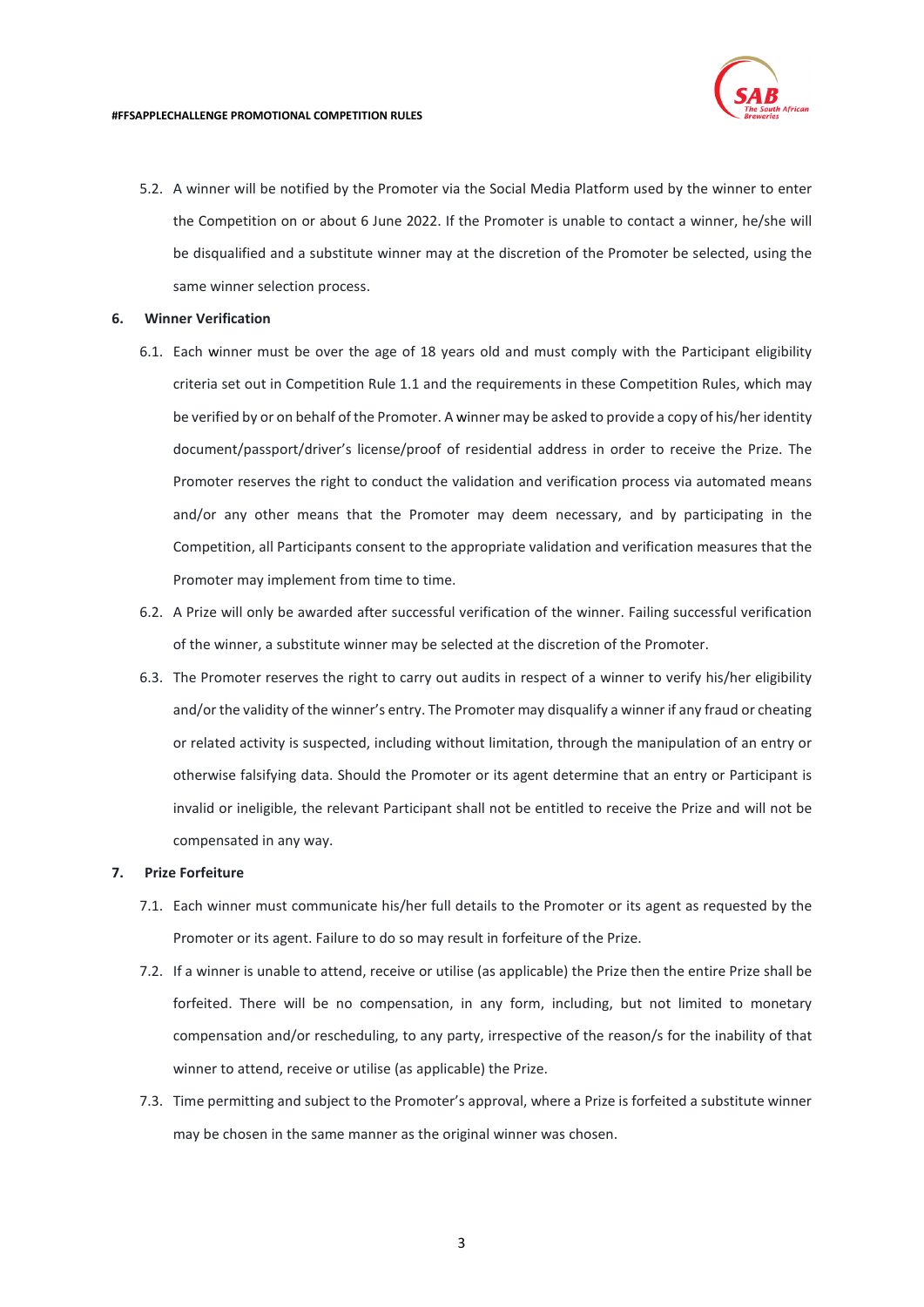5.2. A winner will be notified by the Promoter via the Social Media Platform used by the winner to enter the Competition on or about 6 June 2022. If the Promoter is unable to contact a winner, he/she will be disqualified and a substitute winner may at the discretion of the Promoter be selected, using the same winner selection process.

## 6. Winner Verification

6.1. Each winner must be over the age of 18 years old and must comply with the Participant eligibility criteria set out in Competition Rule 1.1 and the requirements in these Competition Rules, which may be verified by or on behalf of the Promoter. A winner may be asked to provide a copy of his/her identity document/passport/driver's license/proof of residential address in order to receive the Prize. The Promoter reserves the right to conduct the validation and verification process via automated means and/or any other means that the Promoter may deem necessary, and by participating in the Competition, all Participants consent to the appropriate validation and verification measures that the Promoter may implement from time to time.

6.2. A Prize will only be awarded after successful verification of the winner. Failing successful verification of the winner, a substitute winner may be selected at the discretion of the Promoter.

6.3. The Promoter reserves the right to carry out audits in respect of a winner to verify his/her eligibility and/or the validity of the winner's entry. The Promoter may disqualify a winner if any fraud or cheating or related activity is suspected, including without limitation, through the manipulation of an entry or otherwise falsifying data. Should the Promoter or its agent determine that an entry or Participant is invalid or ineligible, the relevant Participant shall not be entitled to receive the Prize and will not be compensated in any way.

## 7. Prize Forfeiture

7.1. Each winner must communicate his/her full details to the Promoter or its agent as requested by the Promoter or its agent. Failure to do so may result in forfeiture of the Prize.

7.2. If a winner is unable to attend, receive or utilise (as applicable) the Prize then the entire Prize shall be forfeited. There will be no compensation, in any form, including, but not limited to monetary compensation and/or rescheduling, to any party, irrespective of the reason/s for the inability of that winner to attend, receive or utilise (as applicable) the Prize.

7.3. Time permitting and subject to the Promoter's approval, where a Prize is forfeited a substitute winner may be chosen in the same manner as the original winner was chosen.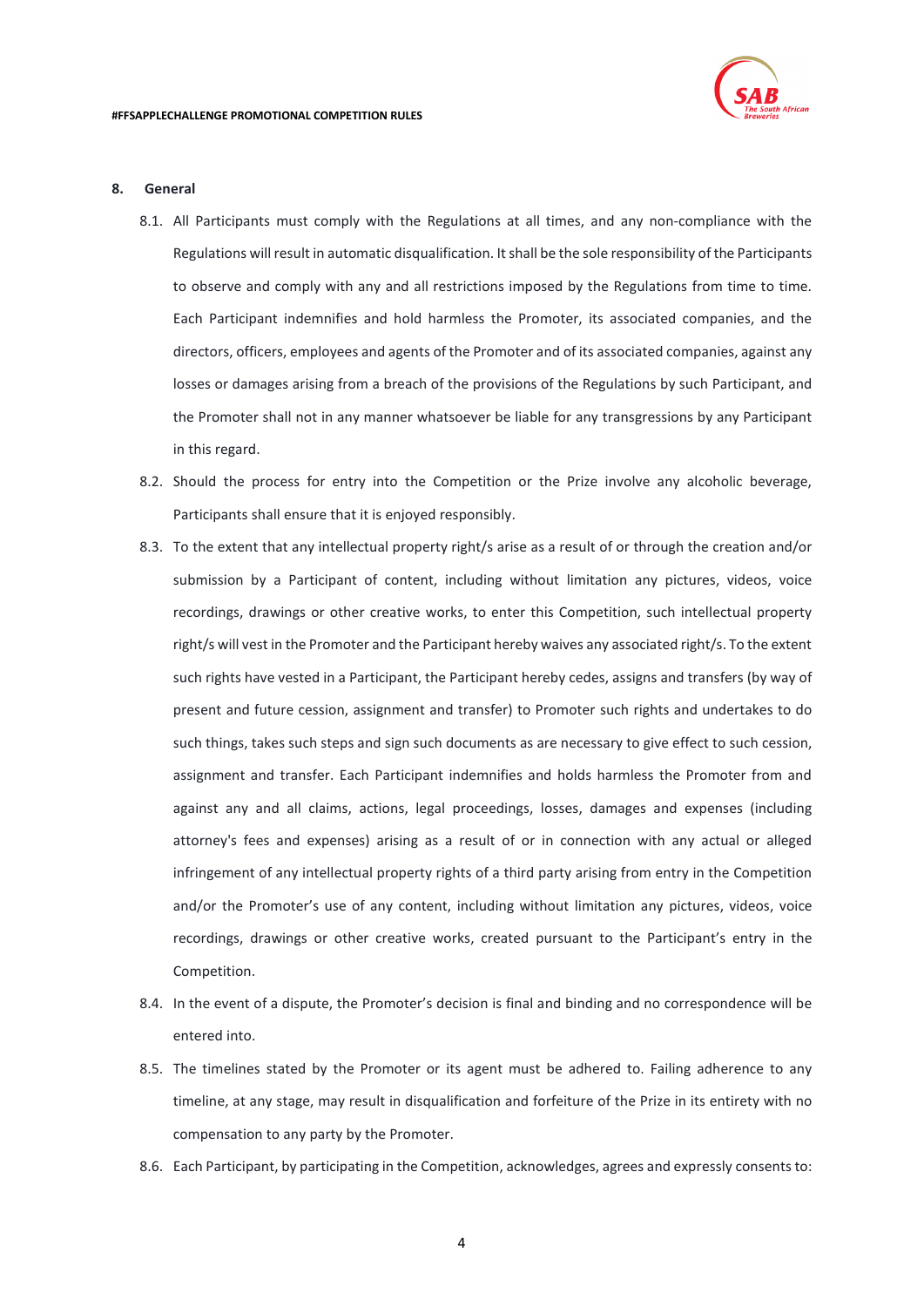## 8. General

8.1. All Participants must comply with the Regulations at all times, and any non-compliance with the Regulations will result in automatic disqualification. It shall be the sole responsibility of the Participants to observe and comply with any and all restrictions imposed by the Regulations from time to time. Each Participant indemnifies and hold harmless the Promoter, its associated companies, and the directors, officers, employees and agents of the Promoter and of its associated companies, against any losses or damages arising from a breach of the provisions of the Regulations by such Participant, and the Promoter shall not in any manner whatsoever be liable for any transgressions by any Participant in this regard.

8.2. Should the process for entry into the Competition or the Prize involve any alcoholic beverage, Participants shall ensure that it is enjoyed responsibly.

8.3. To the extent that any intellectual property right/s arise as a result of or through the creation and/or submission by a Participant of content, including without limitation any pictures, videos, voice recordings, drawings or other creative works, to enter this Competition, such intellectual property right/s will vest in the Promoter and the Participant hereby waives any associated right/s. To the extent such rights have vested in a Participant, the Participant hereby cedes, assigns and transfers (by way of present and future cession, assignment and transfer) to Promoter such rights and undertakes to do such things, takes such steps and sign such documents as are necessary to give effect to such cession, assignment and transfer. Each Participant indemnifies and holds harmless the Promoter from and against any and all claims, actions, legal proceedings, losses, damages and expenses (including attorney's fees and expenses) arising as a result of or in connection with any actual or alleged infringement of any intellectual property rights of a third party arising from entry in the Competition and/or the Promoter's use of any content, including without limitation any pictures, videos, voice recordings, drawings or other creative works, created pursuant to the Participant's entry in the Competition.

8.4. In the event of a dispute, the Promoter's decision is final and binding and no correspondence will be entered into.

8.5. The timelines stated by the Promoter or its agent must be adhered to. Failing adherence to any timeline, at any stage, may result in disqualification and forfeiture of the Prize in its entirety with no compensation to any party by the Promoter.

8.6. Each Participant, by participating in the Competition, acknowledges, agrees and expressly consents to: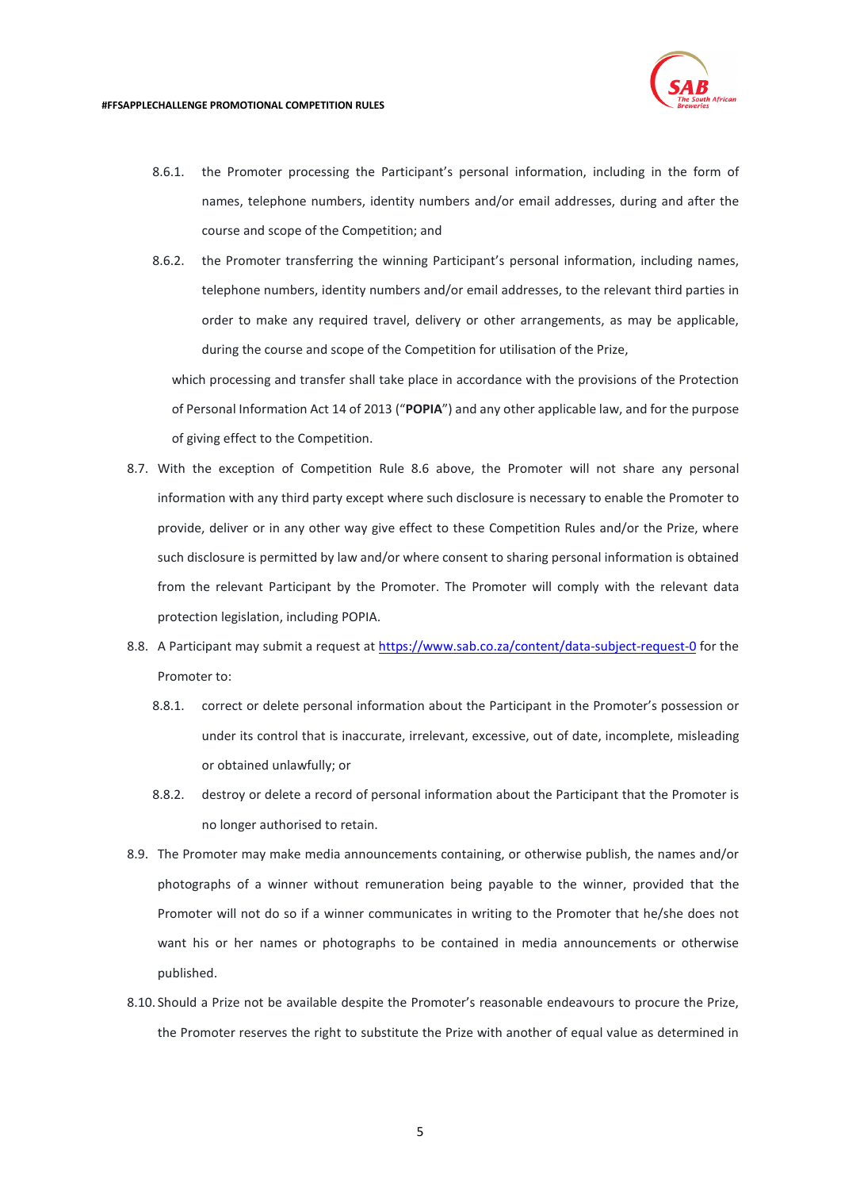8.6.1. the Promoter processing the Participant's personal information, including in the form of names, telephone numbers, identity numbers and/or email addresses, during and after the course and scope of the Competition; and

8.6.2. the Promoter transferring the winning Participant's personal information, including names, telephone numbers, identity numbers and/or email addresses, to the relevant third parties in order to make any required travel, delivery or other arrangements, as may be applicable, during the course and scope of the Competition for utilisation of the Prize,

which processing and transfer shall take place in accordance with the provisions of the Protection of Personal Information Act 14 of 2013 ("**POPIA**") and any other applicable law, and for the purpose of giving effect to the Competition.

8.7. With the exception of Competition Rule 8.6 above, the Promoter will not share any personal information with any third party except where such disclosure is necessary to enable the Promoter to provide, deliver or in any other way give effect to these Competition Rules and/or the Prize, where such disclosure is permitted by law and/or where consent to sharing personal information is obtained from the relevant Participant by the Promoter. The Promoter will comply with the relevant data protection legislation, including POPIA.

8.8. A Participant may submit a request at [https://www.sab.co.za/content/data-subject-request-0](https://www.sab.co.za/content/data-subject-request-0) for the Promoter to:

8.8.1. correct or delete personal information about the Participant in the Promoter's possession or under its control that is inaccurate, irrelevant, excessive, out of date, incomplete, misleading or obtained unlawfully; or

8.8.2. destroy or delete a record of personal information about the Participant that the Promoter is no longer authorised to retain.

8.9. The Promoter may make media announcements containing, or otherwise publish, the names and/or photographs of a winner without remuneration being payable to the winner, provided that the Promoter will not do so if a winner communicates in writing to the Promoter that he/she does not want his or her names or photographs to be contained in media announcements or otherwise published.

8.10. Should a Prize not be available despite the Promoter's reasonable endeavours to procure the Prize, the Promoter reserves the right to substitute the Prize with another of equal value as determined in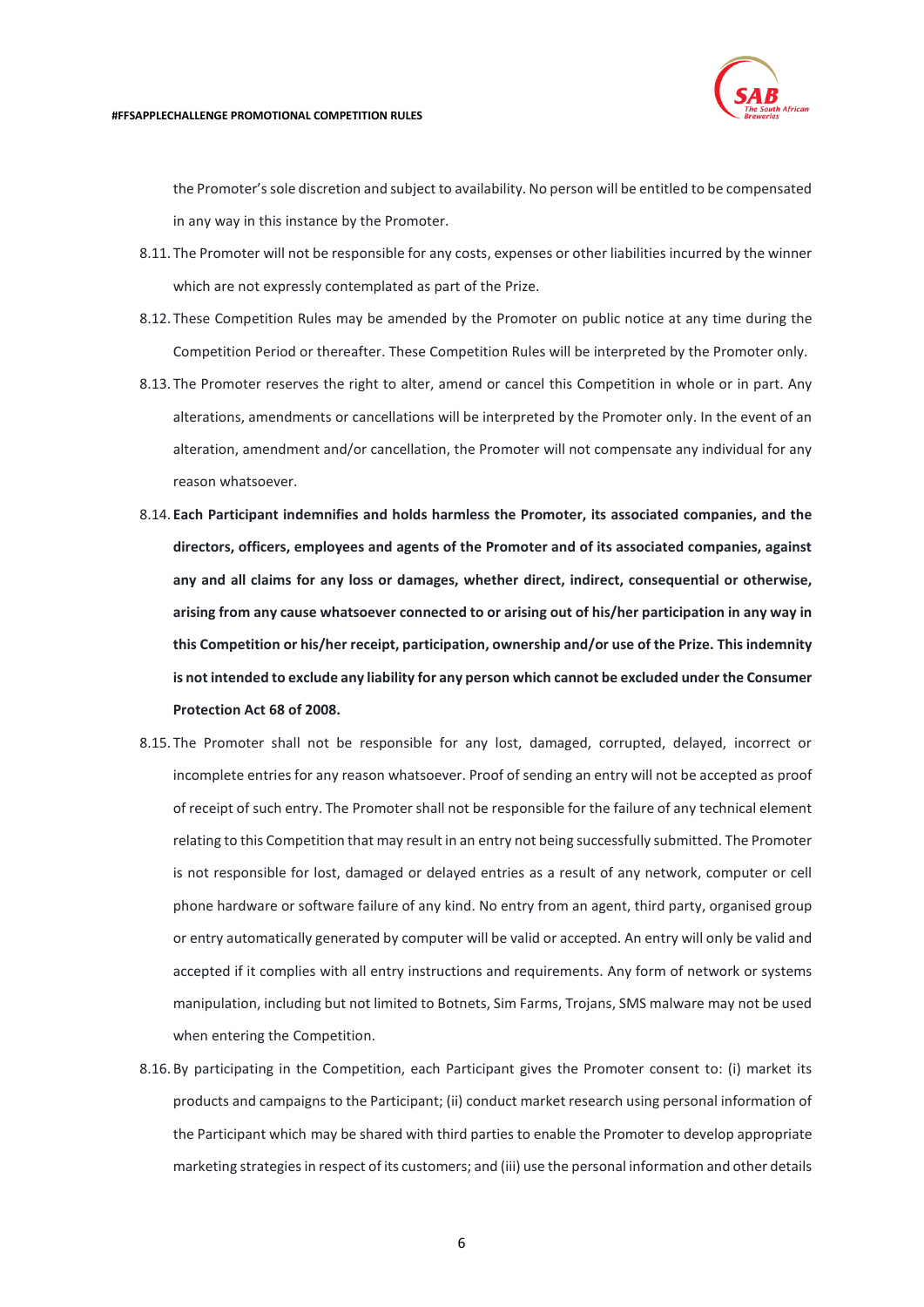the Promoter's sole discretion and subject to availability. No person will be entitled to be compensated in any way in this instance by the Promoter.

8.11. The Promoter will not be responsible for any costs, expenses or other liabilities incurred by the winner which are not expressly contemplated as part of the Prize.

8.12. These Competition Rules may be amended by the Promoter on public notice at any time during the Competition Period or thereafter. These Competition Rules will be interpreted by the Promoter only.

8.13. The Promoter reserves the right to alter, amend or cancel this Competition in whole or in part. Any alterations, amendments or cancellations will be interpreted by the Promoter only. In the event of an alteration, amendment and/or cancellation, the Promoter will not compensate any individual for any reason whatsoever.

8.14. **Each Participant indemnifies and holds harmless the Promoter, its associated companies, and the directors, officers, employees and agents of the Promoter and of its associated companies, against any and all claims for any loss or damages, whether direct, indirect, consequential or otherwise, arising from any cause whatsoever connected to or arising out of his/her participation in any way in this Competition or his/her receipt, participation, ownership and/or use of the Prize. This indemnity is not intended to exclude any liability for any person which cannot be excluded under the Consumer Protection Act 68 of 2008.**

8.15. The Promoter shall not be responsible for any lost, damaged, corrupted, delayed, incorrect or incomplete entries for any reason whatsoever. Proof of sending an entry will not be accepted as proof of receipt of such entry. The Promoter shall not be responsible for the failure of any technical element relating to this Competition that may result in an entry not being successfully submitted. The Promoter is not responsible for lost, damaged or delayed entries as a result of any network, computer or cell phone hardware or software failure of any kind. No entry from an agent, third party, organised group or entry automatically generated by computer will be valid or accepted. An entry will only be valid and accepted if it complies with all entry instructions and requirements. Any form of network or systems manipulation, including but not limited to Botnets, Sim Farms, Trojans, SMS malware may not be used when entering the Competition.

8.16. By participating in the Competition, each Participant gives the Promoter consent to: (i) market its products and campaigns to the Participant; (ii) conduct market research using personal information of the Participant which may be shared with third parties to enable the Promoter to develop appropriate marketing strategies in respect of its customers; and (iii) use the personal information and other details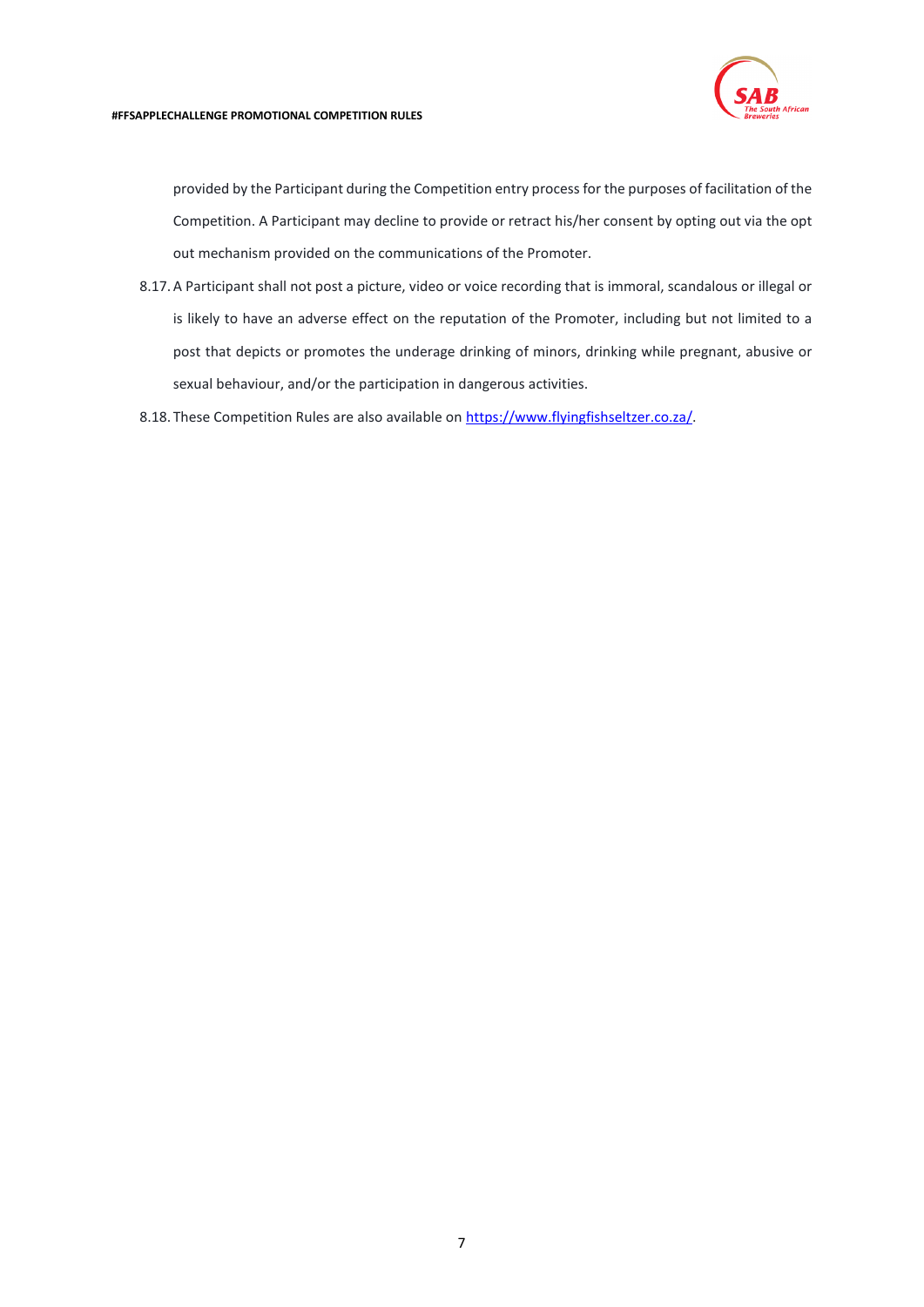provided by the Participant during the Competition entry process for the purposes of facilitation of the Competition. A Participant may decline to provide or retract his/her consent by opting out via the opt out mechanism provided on the communications of the Promoter.

8.17. A Participant shall not post a picture, video or voice recording that is immoral, scandalous or illegal or is likely to have an adverse effect on the reputation of the Promoter, including but not limited to a post that depicts or promotes the underage drinking of minors, drinking while pregnant, abusive or sexual behaviour, and/or the participation in dangerous activities.

8.18. These Competition Rules are also available on [https://www.flyingfishseltzer.co.za/](https://www.flyingfishseltzer.co.za/).